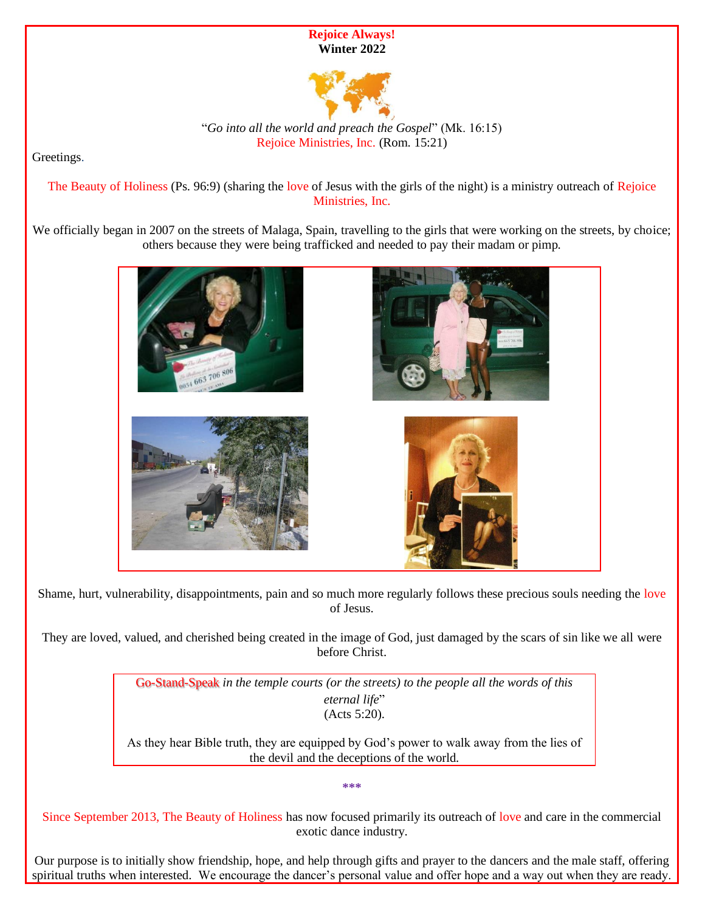**Rejoice Always!**
**Winter 2022**

"*Go into all the world and preach the Gospel*" (Mk. 16:15)
Rejoice Ministries, Inc. (Rom. 15:21)

Greetings.

The Beauty of Holiness (Ps. 96:9) (sharing the love of Jesus with the girls of the night) is a ministry outreach of Rejoice Ministries, Inc.

We officially began in 2007 on the streets of Malaga, Spain, travelling to the girls that were working on the streets, by choice; others because they were being trafficked and needed to pay their madam or pimp.

Shame, hurt, vulnerability, disappointments, pain and so much more regularly follows these precious souls needing the love of Jesus.

They are loved, valued, and cherished being created in the image of God, just damaged by the scars of sin like we all were before Christ.

> Go-Stand-Speak *in the temple courts (or the streets) to the people all the words of this eternal life*"
> (Acts 5:20).
>
> As they hear Bible truth, they are equipped by God's power to walk away from the lies of the devil and the deceptions of the world.

***

Since September 2013, The Beauty of Holiness has now focused primarily its outreach of love and care in the commercial exotic dance industry.

Our purpose is to initially show friendship, hope, and help through gifts and prayer to the dancers and the male staff, offering spiritual truths when interested. We encourage the dancer's personal value and offer hope and a way out when they are ready.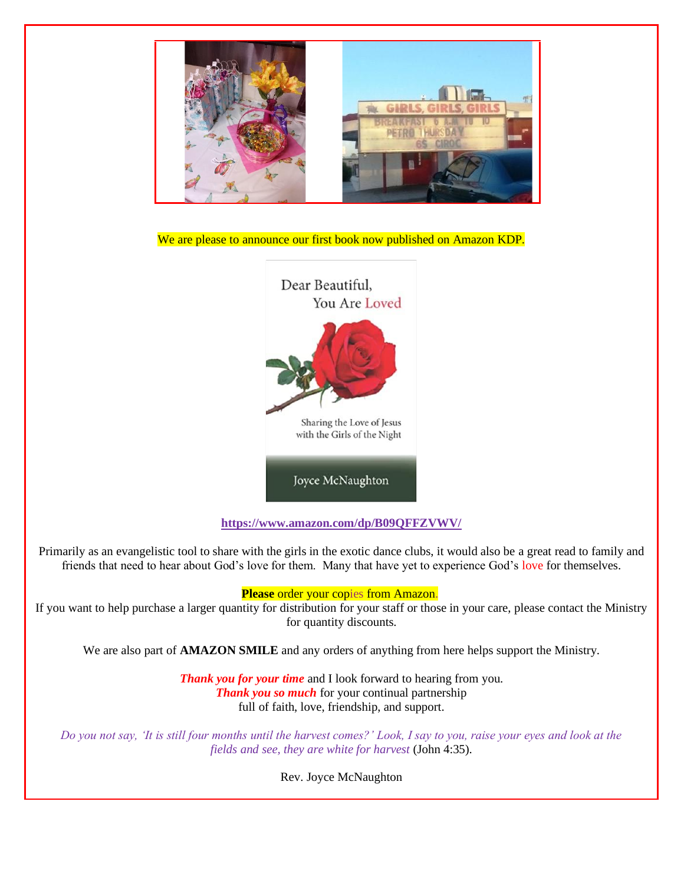We are please to announce our first book now published on Amazon KDP.

Dear Beautiful,
You Are Loved

Sharing the Love of Jesus with the Girls of the Night

Joyce McNaughton

**https://www.amazon.com/dp/B09QFFZVWV/**

Primarily as an evangelistic tool to share with the girls in the exotic dance clubs, it would also be a great read to family and friends that need to hear about God's love for them. Many that have yet to experience God's love for themselves.

**Please** order your copies from Amazon.

If you want to help purchase a larger quantity for distribution for your staff or those in your care, please contact the Ministry for quantity discounts.

We are also part of **AMAZON SMILE** and any orders of anything from here helps support the Ministry.

***Thank you for your time*** and I look forward to hearing from you.
***Thank you so much*** for your continual partnership
full of faith, love, friendship, and support.

*Do you not say, 'It is still four months until the harvest comes?' Look, I say to you, raise your eyes and look at the fields and see, they are white for harvest* (John 4:35).

Rev. Joyce McNaughton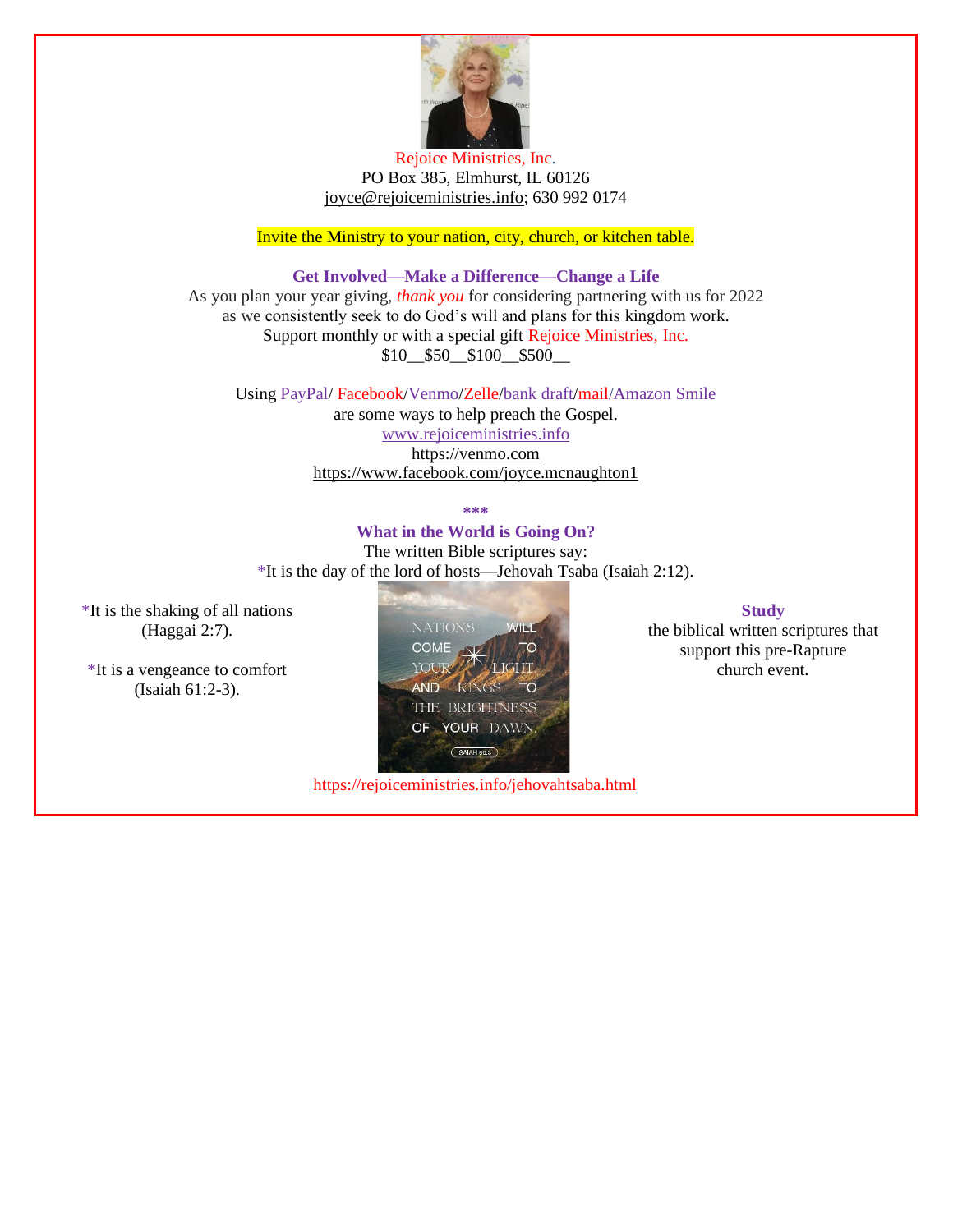Rejoice Ministries, Inc.
PO Box 385, Elmhurst, IL 60126
joyce@rejoiceministries.info; 630 992 0174

Invite the Ministry to your nation, city, church, or kitchen table.

**Get Involved—Make a Difference—Change a Life**

As you plan your year giving, *thank you* for considering partnering with us for 2022 as we consistently seek to do God's will and plans for this kingdom work.
Support monthly or with a special gift Rejoice Ministries, Inc.
$10__$50__$100__$500__

Using PayPal/ Facebook/Venmo/Zelle/bank draft/mail/Amazon Smile are some ways to help preach the Gospel.
www.rejoiceministries.info
https://venmo.com
https://www.facebook.com/joyce.mcnaughton1

***

**What in the World is Going On?**

The written Bible scriptures say:
*It is the day of the lord of hosts—Jehovah Tsaba (Isaiah 2:12).

*It is the shaking of all nations (Haggai 2:7).

*It is a vengeance to comfort (Isaiah 61:2-3).

**Study**
the biblical written scriptures that support this pre-Rapture church event.

https://rejoiceministries.info/jehovahtsaba.html